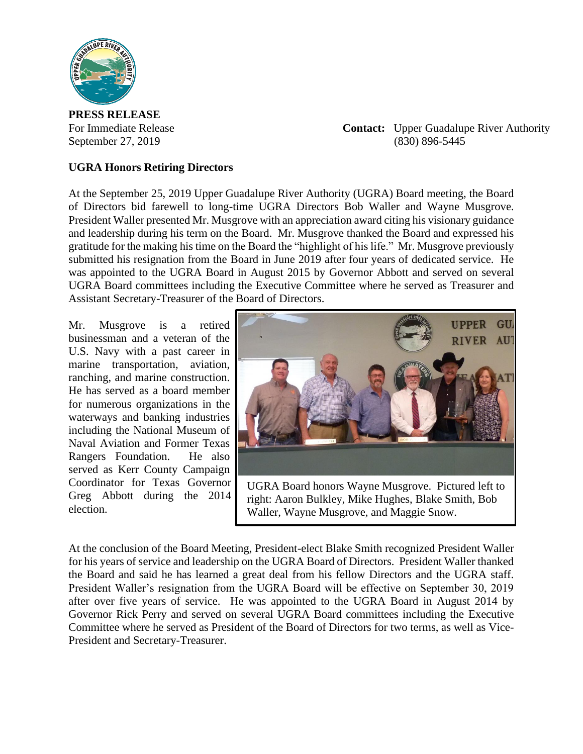**PRESS RELEASE**

For Immediate Release
September 27, 2019

**Contact:** Upper Guadalupe River Authority
(830) 896-5445

**UGRA Honors Retiring Directors**

At the September 25, 2019 Upper Guadalupe River Authority (UGRA) Board meeting, the Board of Directors bid farewell to long-time UGRA Directors Bob Waller and Wayne Musgrove. President Waller presented Mr. Musgrove with an appreciation award citing his visionary guidance and leadership during his term on the Board. Mr. Musgrove thanked the Board and expressed his gratitude for the making his time on the Board the "highlight of his life." Mr. Musgrove previously submitted his resignation from the Board in June 2019 after four years of dedicated service. He was appointed to the UGRA Board in August 2015 by Governor Abbott and served on several UGRA Board committees including the Executive Committee where he served as Treasurer and Assistant Secretary-Treasurer of the Board of Directors.

Mr. Musgrove is a retired businessman and a veteran of the U.S. Navy with a past career in marine transportation, aviation, ranching, and marine construction. He has served as a board member for numerous organizations in the waterways and banking industries including the National Museum of Naval Aviation and Former Texas Rangers Foundation. He also served as Kerr County Campaign Coordinator for Texas Governor Greg Abbott during the 2014 election.

UGRA Board honors Wayne Musgrove. Pictured left to right: Aaron Bulkley, Mike Hughes, Blake Smith, Bob Waller, Wayne Musgrove, and Maggie Snow.

At the conclusion of the Board Meeting, President-elect Blake Smith recognized President Waller for his years of service and leadership on the UGRA Board of Directors. President Waller thanked the Board and said he has learned a great deal from his fellow Directors and the UGRA staff. President Waller's resignation from the UGRA Board will be effective on September 30, 2019 after over five years of service. He was appointed to the UGRA Board in August 2014 by Governor Rick Perry and served on several UGRA Board committees including the Executive Committee where he served as President of the Board of Directors for two terms, as well as Vice-President and Secretary-Treasurer.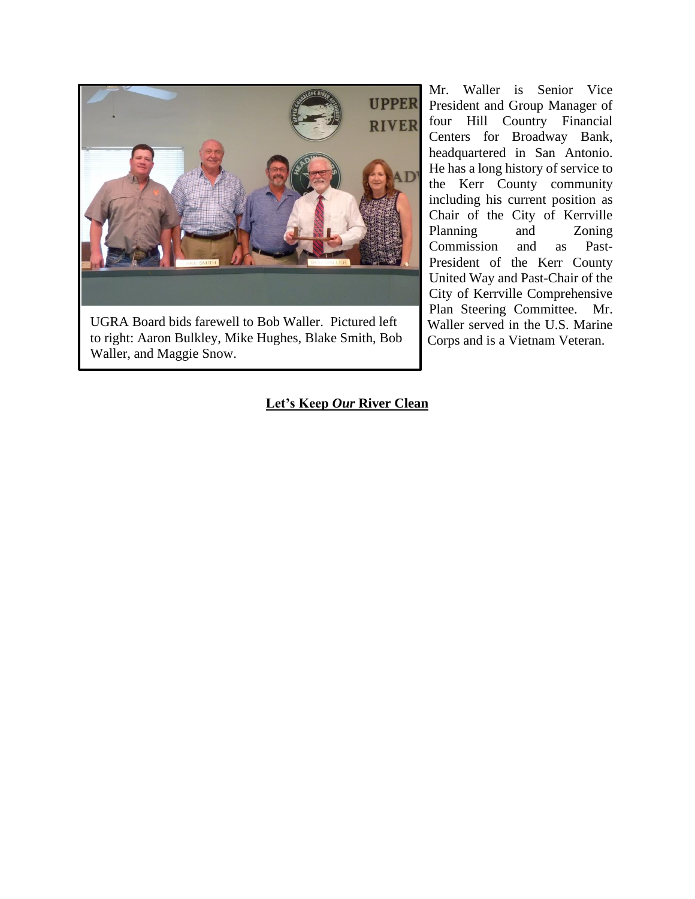UGRA Board bids farewell to Bob Waller. Pictured left to right: Aaron Bulkley, Mike Hughes, Blake Smith, Bob Waller, and Maggie Snow.

Mr. Waller is Senior Vice President and Group Manager of four Hill Country Financial Centers for Broadway Bank, headquartered in San Antonio. He has a long history of service to the Kerr County community including his current position as Chair of the City of Kerrville Planning and Zoning Commission and as Past-President of the Kerr County United Way and Past-Chair of the City of Kerrville Comprehensive Plan Steering Committee. Mr. Waller served in the U.S. Marine Corps and is a Vietnam Veteran.

**Let's Keep *Our* River Clean**